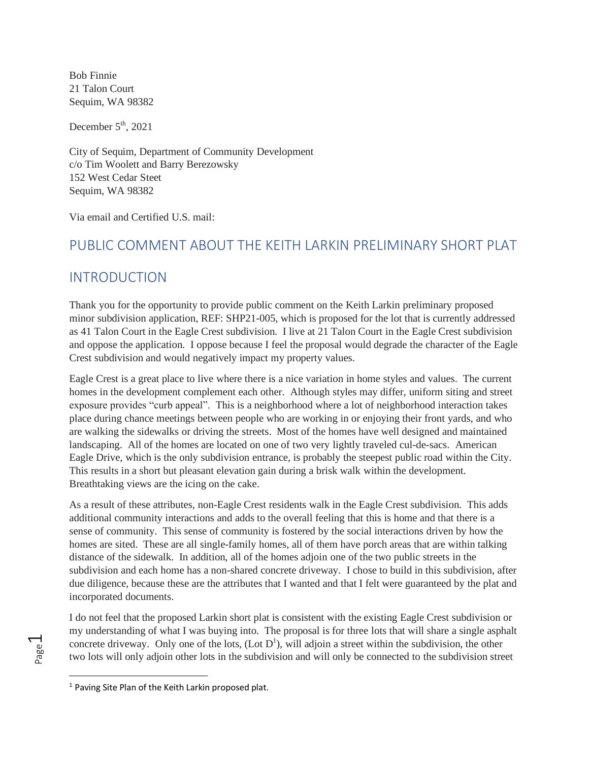Bob Finnie
21 Talon Court
Sequim, WA 98382

December 5th, 2021

City of Sequim, Department of Community Development
c/o Tim Woolett and Barry Berezowsky
152 West Cedar Steet
Sequim, WA 98382

Via email and Certified U.S. mail:

## PUBLIC COMMENT ABOUT THE KEITH LARKIN PRELIMINARY SHORT PLAT

## INTRODUCTION

Thank you for the opportunity to provide public comment on the Keith Larkin preliminary proposed minor subdivision application, REF: SHP21-005, which is proposed for the lot that is currently addressed as 41 Talon Court in the Eagle Crest subdivision. I live at 21 Talon Court in the Eagle Crest subdivision and oppose the application. I oppose because I feel the proposal would degrade the character of the Eagle Crest subdivision and would negatively impact my property values.

Eagle Crest is a great place to live where there is a nice variation in home styles and values. The current homes in the development complement each other. Although styles may differ, uniform siting and street exposure provides "curb appeal". This is a neighborhood where a lot of neighborhood interaction takes place during chance meetings between people who are working in or enjoying their front yards, and who are walking the sidewalks or driving the streets. Most of the homes have well designed and maintained landscaping. All of the homes are located on one of two very lightly traveled cul-de-sacs. American Eagle Drive, which is the only subdivision entrance, is probably the steepest public road within the City. This results in a short but pleasant elevation gain during a brisk walk within the development. Breathtaking views are the icing on the cake.

As a result of these attributes, non-Eagle Crest residents walk in the Eagle Crest subdivision. This adds additional community interactions and adds to the overall feeling that this is home and that there is a sense of community. This sense of community is fostered by the social interactions driven by how the homes are sited. These are all single-family homes, all of them have porch areas that are within talking distance of the sidewalk. In addition, all of the homes adjoin one of the two public streets in the subdivision and each home has a non-shared concrete driveway. I chose to build in this subdivision, after due diligence, because these are the attributes that I wanted and that I felt were guaranteed by the plat and incorporated documents.

I do not feel that the proposed Larkin short plat is consistent with the existing Eagle Crest subdivision or my understanding of what I was buying into. The proposal is for three lots that will share a single asphalt concrete driveway. Only one of the lots, (Lot D[1]), will adjoin a street within the subdivision, the other two lots will only adjoin other lots in the subdivision and will only be connected to the subdivision street

[1] Paving Site Plan of the Keith Larkin proposed plat.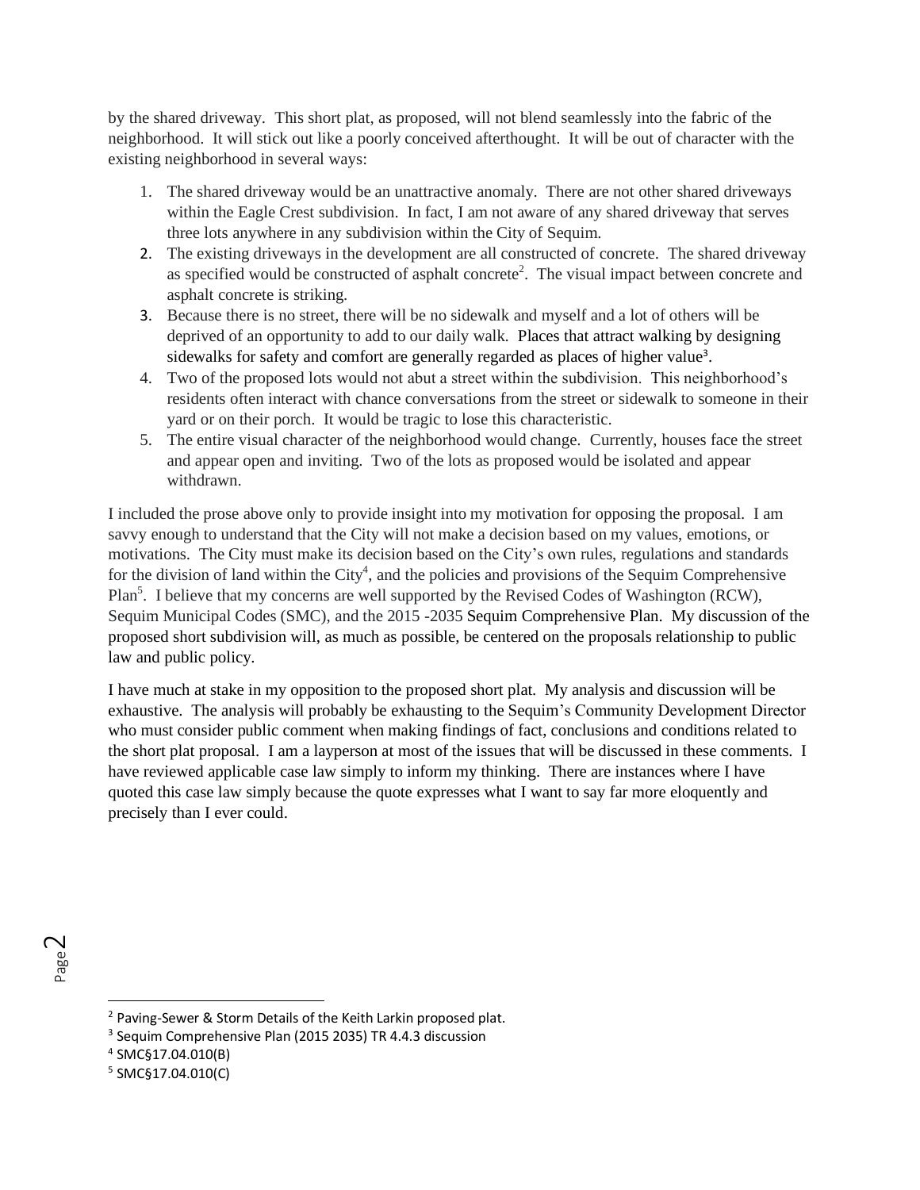by the shared driveway. This short plat, as proposed, will not blend seamlessly into the fabric of the neighborhood. It will stick out like a poorly conceived afterthought. It will be out of character with the existing neighborhood in several ways:

1. The shared driveway would be an unattractive anomaly. There are not other shared driveways within the Eagle Crest subdivision. In fact, I am not aware of any shared driveway that serves three lots anywhere in any subdivision within the City of Sequim.
2. The existing driveways in the development are all constructed of concrete. The shared driveway as specified would be constructed of asphalt concrete[2]. The visual impact between concrete and asphalt concrete is striking.
3. Because there is no street, there will be no sidewalk and myself and a lot of others will be deprived of an opportunity to add to our daily walk. Places that attract walking by designing sidewalks for safety and comfort are generally regarded as places of higher value[3].
4. Two of the proposed lots would not abut a street within the subdivision. This neighborhood's residents often interact with chance conversations from the street or sidewalk to someone in their yard or on their porch. It would be tragic to lose this characteristic.
5. The entire visual character of the neighborhood would change. Currently, houses face the street and appear open and inviting. Two of the lots as proposed would be isolated and appear withdrawn.

I included the prose above only to provide insight into my motivation for opposing the proposal. I am savvy enough to understand that the City will not make a decision based on my values, emotions, or motivations. The City must make its decision based on the City's own rules, regulations and standards for the division of land within the City[4], and the policies and provisions of the Sequim Comprehensive Plan[5]. I believe that my concerns are well supported by the Revised Codes of Washington (RCW), Sequim Municipal Codes (SMC), and the 2015 -2035 Sequim Comprehensive Plan. My discussion of the proposed short subdivision will, as much as possible, be centered on the proposals relationship to public law and public policy.

I have much at stake in my opposition to the proposed short plat. My analysis and discussion will be exhaustive. The analysis will probably be exhausting to the Sequim's Community Development Director who must consider public comment when making findings of fact, conclusions and conditions related to the short plat proposal. I am a layperson at most of the issues that will be discussed in these comments. I have reviewed applicable case law simply to inform my thinking. There are instances where I have quoted this case law simply because the quote expresses what I want to say far more eloquently and precisely than I ever could.

---

[2] Paving-Sewer & Storm Details of the Keith Larkin proposed plat.

[3] Sequim Comprehensive Plan (2015 2035) TR 4.4.3 discussion

[4] SMC§17.04.010(B)

[5] SMC§17.04.010(C)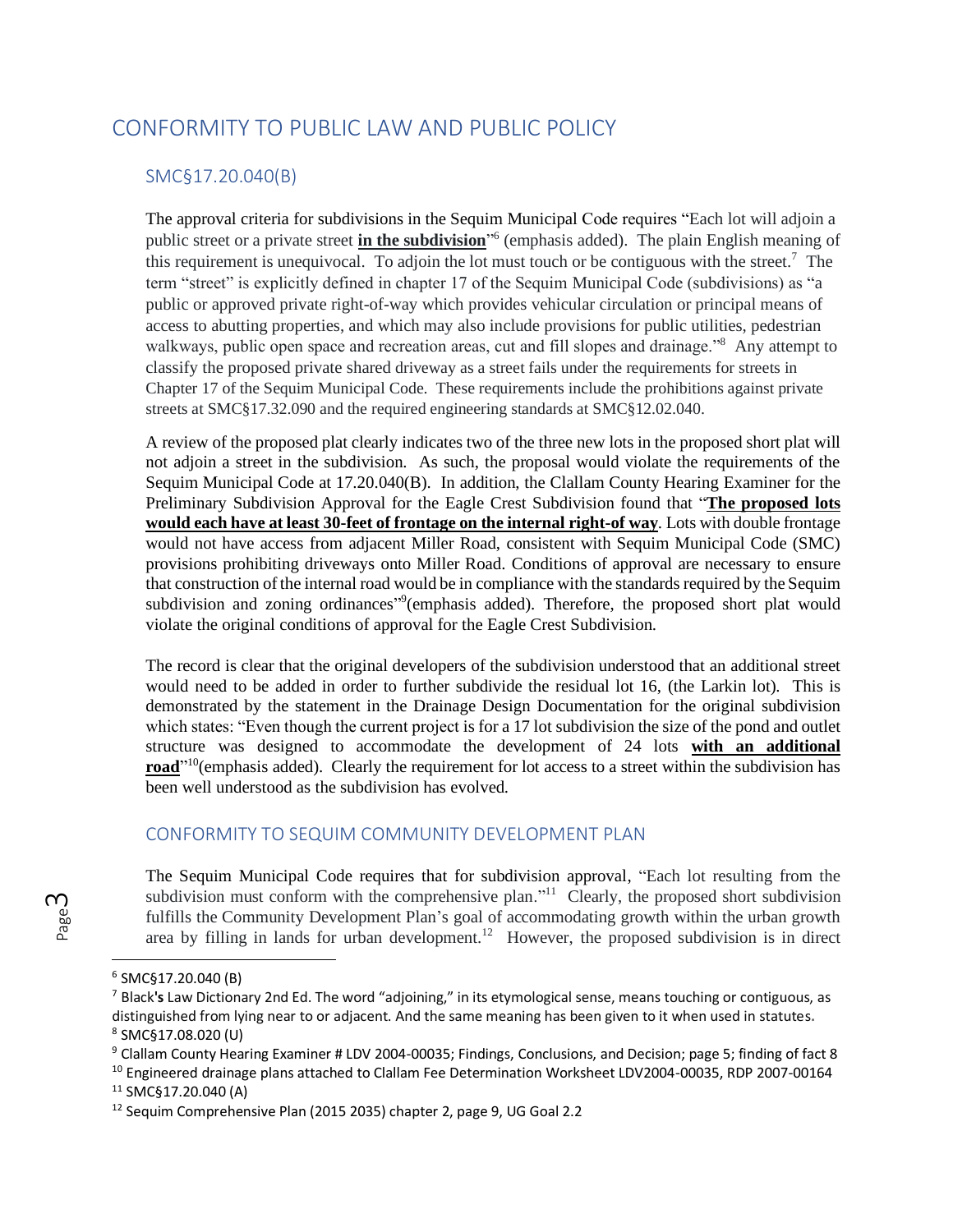# CONFORMITY TO PUBLIC LAW AND PUBLIC POLICY

## SMC§17.20.040(B)

The approval criteria for subdivisions in the Sequim Municipal Code requires "Each lot will adjoin a public street or a private street **in the subdivision**"[6] (emphasis added). The plain English meaning of this requirement is unequivocal. To adjoin the lot must touch or be contiguous with the street.[7] The term "street" is explicitly defined in chapter 17 of the Sequim Municipal Code (subdivisions) as "a public or approved private right-of-way which provides vehicular circulation or principal means of access to abutting properties, and which may also include provisions for public utilities, pedestrian walkways, public open space and recreation areas, cut and fill slopes and drainage."[8] Any attempt to classify the proposed private shared driveway as a street fails under the requirements for streets in Chapter 17 of the Sequim Municipal Code. These requirements include the prohibitions against private streets at SMC§17.32.090 and the required engineering standards at SMC§12.02.040.

A review of the proposed plat clearly indicates two of the three new lots in the proposed short plat will not adjoin a street in the subdivision. As such, the proposal would violate the requirements of the Sequim Municipal Code at 17.20.040(B). In addition, the Clallam County Hearing Examiner for the Preliminary Subdivision Approval for the Eagle Crest Subdivision found that "**The proposed lots would each have at least 30-feet of frontage on the internal right-of way**. Lots with double frontage would not have access from adjacent Miller Road, consistent with Sequim Municipal Code (SMC) provisions prohibiting driveways onto Miller Road. Conditions of approval are necessary to ensure that construction of the internal road would be in compliance with the standards required by the Sequim subdivision and zoning ordinances"[9](emphasis added). Therefore, the proposed short plat would violate the original conditions of approval for the Eagle Crest Subdivision.

The record is clear that the original developers of the subdivision understood that an additional street would need to be added in order to further subdivide the residual lot 16, (the Larkin lot). This is demonstrated by the statement in the Drainage Design Documentation for the original subdivision which states: "Even though the current project is for a 17 lot subdivision the size of the pond and outlet structure was designed to accommodate the development of 24 lots **with an additional road**"[10](emphasis added). Clearly the requirement for lot access to a street within the subdivision has been well understood as the subdivision has evolved.

## CONFORMITY TO SEQUIM COMMUNITY DEVELOPMENT PLAN

The Sequim Municipal Code requires that for subdivision approval, "Each lot resulting from the subdivision must conform with the comprehensive plan."[11] Clearly, the proposed short subdivision fulfills the Community Development Plan's goal of accommodating growth within the urban growth area by filling in lands for urban development.[12] However, the proposed subdivision is in direct

---

[6] SMC§17.20.040 (B)

[7] Black's Law Dictionary 2nd Ed. The word "adjoining," in its etymological sense, means touching or contiguous, as distinguished from lying near to or adjacent. And the same meaning has been given to it when used in statutes.

[8] SMC§17.08.020 (U)

[9] Clallam County Hearing Examiner # LDV 2004-00035; Findings, Conclusions, and Decision; page 5; finding of fact 8

[10] Engineered drainage plans attached to Clallam Fee Determination Worksheet LDV2004-00035, RDP 2007-00164

[11] SMC§17.20.040 (A)

[12] Sequim Comprehensive Plan (2015 2035) chapter 2, page 9, UG Goal 2.2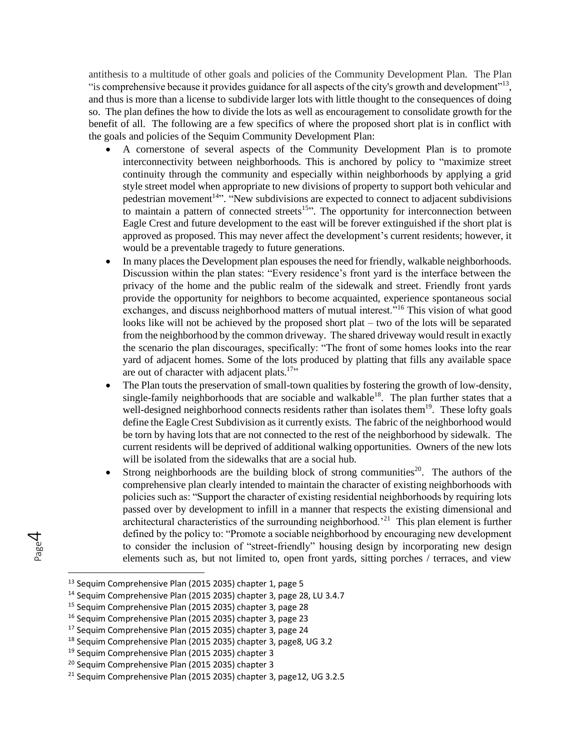antithesis to a multitude of other goals and policies of the Community Development Plan. The Plan "is comprehensive because it provides guidance for all aspects of the city's growth and development"[13], and thus is more than a license to subdivide larger lots with little thought to the consequences of doing so. The plan defines the how to divide the lots as well as encouragement to consolidate growth for the benefit of all. The following are a few specifics of where the proposed short plat is in conflict with the goals and policies of the Sequim Community Development Plan:

- A cornerstone of several aspects of the Community Development Plan is to promote interconnectivity between neighborhoods. This is anchored by policy to "maximize street continuity through the community and especially within neighborhoods by applying a grid style street model when appropriate to new divisions of property to support both vehicular and pedestrian movement[14]". "New subdivisions are expected to connect to adjacent subdivisions to maintain a pattern of connected streets[15]". The opportunity for interconnection between Eagle Crest and future development to the east will be forever extinguished if the short plat is approved as proposed. This may never affect the development's current residents; however, it would be a preventable tragedy to future generations.
- In many places the Development plan espouses the need for friendly, walkable neighborhoods. Discussion within the plan states: "Every residence's front yard is the interface between the privacy of the home and the public realm of the sidewalk and street. Friendly front yards provide the opportunity for neighbors to become acquainted, experience spontaneous social exchanges, and discuss neighborhood matters of mutual interest."[16] This vision of what good looks like will not be achieved by the proposed short plat – two of the lots will be separated from the neighborhood by the common driveway. The shared driveway would result in exactly the scenario the plan discourages, specifically: "The front of some homes looks into the rear yard of adjacent homes. Some of the lots produced by platting that fills any available space are out of character with adjacent plats.[17]"
- The Plan touts the preservation of small-town qualities by fostering the growth of low-density, single-family neighborhoods that are sociable and walkable[18]. The plan further states that a well-designed neighborhood connects residents rather than isolates them[19]. These lofty goals define the Eagle Crest Subdivision as it currently exists. The fabric of the neighborhood would be torn by having lots that are not connected to the rest of the neighborhood by sidewalk. The current residents will be deprived of additional walking opportunities. Owners of the new lots will be isolated from the sidewalks that are a social hub.
- Strong neighborhoods are the building block of strong communities[20]. The authors of the comprehensive plan clearly intended to maintain the character of existing neighborhoods with policies such as: "Support the character of existing residential neighborhoods by requiring lots passed over by development to infill in a manner that respects the existing dimensional and architectural characteristics of the surrounding neighborhood.'[21] This plan element is further defined by the policy to: "Promote a sociable neighborhood by encouraging new development to consider the inclusion of "street-friendly" housing design by incorporating new design elements such as, but not limited to, open front yards, sitting porches / terraces, and view

---

[13] Sequim Comprehensive Plan (2015 2035) chapter 1, page 5

[14] Sequim Comprehensive Plan (2015 2035) chapter 3, page 28, LU 3.4.7

[15] Sequim Comprehensive Plan (2015 2035) chapter 3, page 28

[16] Sequim Comprehensive Plan (2015 2035) chapter 3, page 23

[17] Sequim Comprehensive Plan (2015 2035) chapter 3, page 24

[18] Sequim Comprehensive Plan (2015 2035) chapter 3, page8, UG 3.2

[19] Sequim Comprehensive Plan (2015 2035) chapter 3

[20] Sequim Comprehensive Plan (2015 2035) chapter 3

[21] Sequim Comprehensive Plan (2015 2035) chapter 3, page12, UG 3.2.5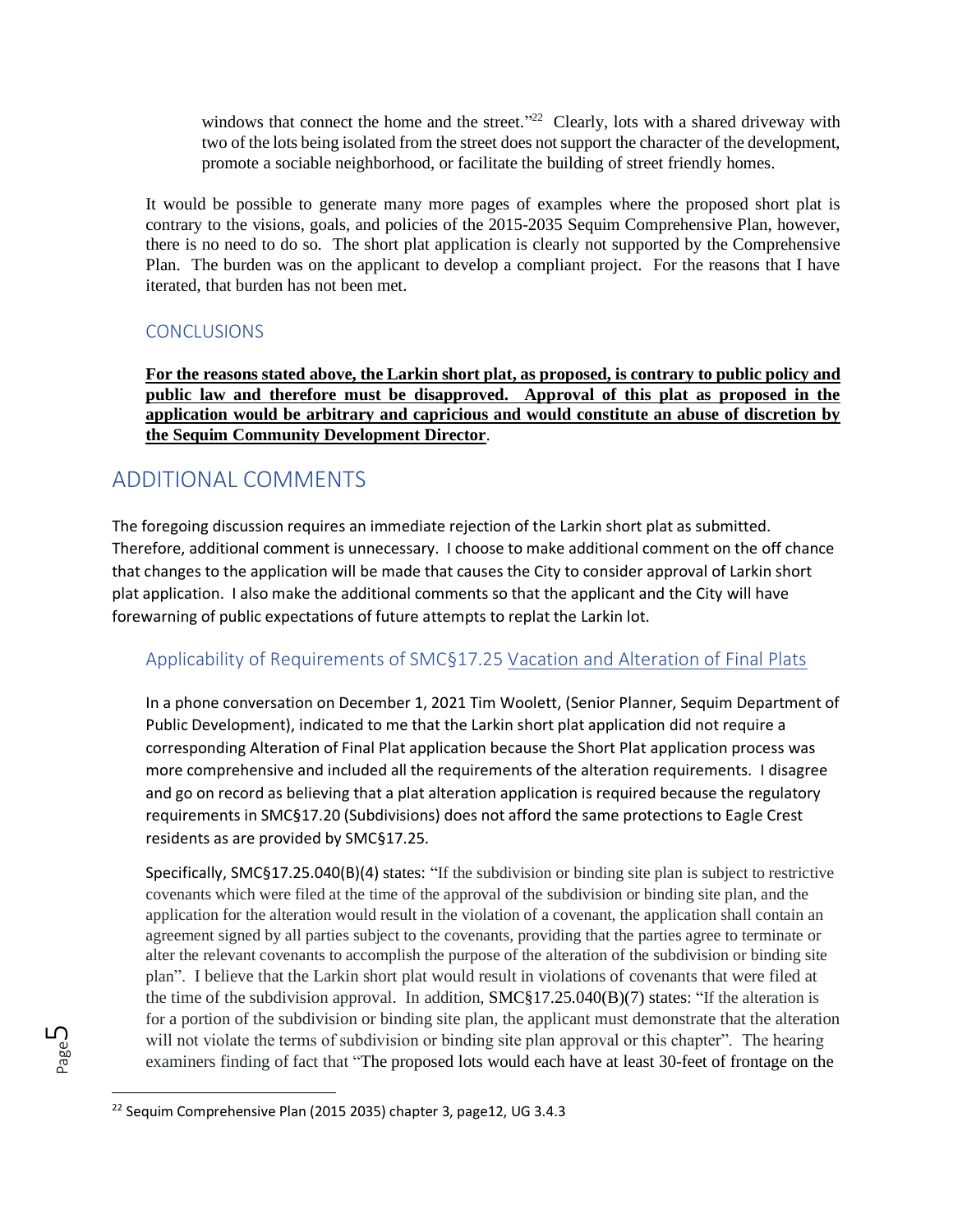windows that connect the home and the street."[22] Clearly, lots with a shared driveway with two of the lots being isolated from the street does not support the character of the development, promote a sociable neighborhood, or facilitate the building of street friendly homes.

It would be possible to generate many more pages of examples where the proposed short plat is contrary to the visions, goals, and policies of the 2015-2035 Sequim Comprehensive Plan, however, there is no need to do so. The short plat application is clearly not supported by the Comprehensive Plan. The burden was on the applicant to develop a compliant project. For the reasons that I have iterated, that burden has not been met.

### CONCLUSIONS

**For the reasons stated above, the Larkin short plat, as proposed, is contrary to public policy and public law and therefore must be disapproved. Approval of this plat as proposed in the application would be arbitrary and capricious and would constitute an abuse of discretion by the Sequim Community Development Director**.

## ADDITIONAL COMMENTS

The foregoing discussion requires an immediate rejection of the Larkin short plat as submitted. Therefore, additional comment is unnecessary. I choose to make additional comment on the off chance that changes to the application will be made that causes the City to consider approval of Larkin short plat application. I also make the additional comments so that the applicant and the City will have forewarning of public expectations of future attempts to replat the Larkin lot.

### Applicability of Requirements of SMC§17.25 Vacation and Alteration of Final Plats

In a phone conversation on December 1, 2021 Tim Woolett, (Senior Planner, Sequim Department of Public Development), indicated to me that the Larkin short plat application did not require a corresponding Alteration of Final Plat application because the Short Plat application process was more comprehensive and included all the requirements of the alteration requirements. I disagree and go on record as believing that a plat alteration application is required because the regulatory requirements in SMC§17.20 (Subdivisions) does not afford the same protections to Eagle Crest residents as are provided by SMC§17.25.

Specifically, SMC§17.25.040(B)(4) states: "If the subdivision or binding site plan is subject to restrictive covenants which were filed at the time of the approval of the subdivision or binding site plan, and the application for the alteration would result in the violation of a covenant, the application shall contain an agreement signed by all parties subject to the covenants, providing that the parties agree to terminate or alter the relevant covenants to accomplish the purpose of the alteration of the subdivision or binding site plan". I believe that the Larkin short plat would result in violations of covenants that were filed at the time of the subdivision approval. In addition, SMC§17.25.040(B)(7) states: "If the alteration is for a portion of the subdivision or binding site plan, the applicant must demonstrate that the alteration will not violate the terms of subdivision or binding site plan approval or this chapter". The hearing examiners finding of fact that "The proposed lots would each have at least 30-feet of frontage on the

[22] Sequim Comprehensive Plan (2015 2035) chapter 3, page12, UG 3.4.3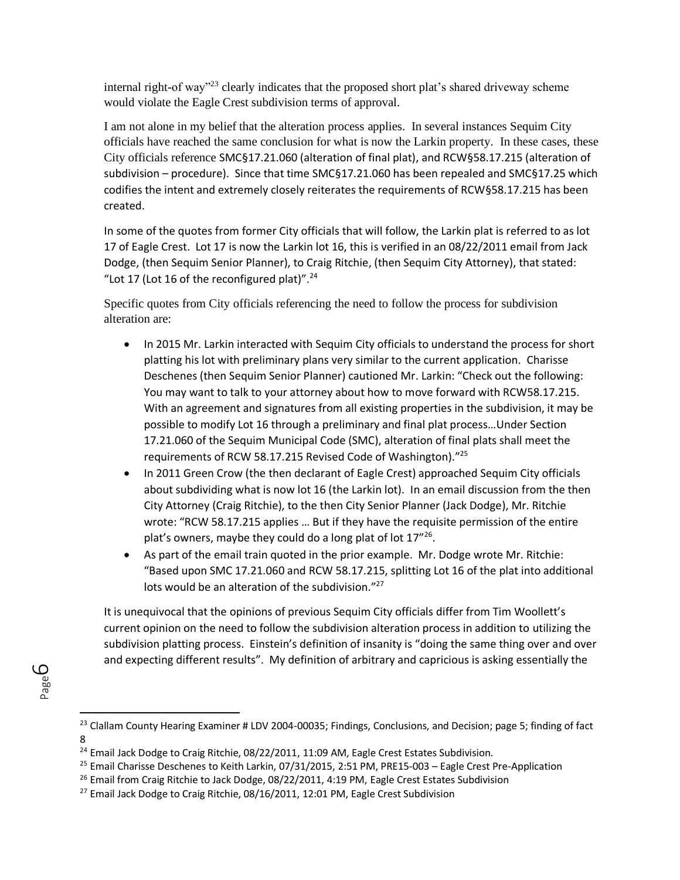internal right-of way"[23] clearly indicates that the proposed short plat's shared driveway scheme would violate the Eagle Crest subdivision terms of approval.

I am not alone in my belief that the alteration process applies. In several instances Sequim City officials have reached the same conclusion for what is now the Larkin property. In these cases, these City officials reference SMC§17.21.060 (alteration of final plat), and RCW§58.17.215 (alteration of subdivision – procedure). Since that time SMC§17.21.060 has been repealed and SMC§17.25 which codifies the intent and extremely closely reiterates the requirements of RCW§58.17.215 has been created.

In some of the quotes from former City officials that will follow, the Larkin plat is referred to as lot 17 of Eagle Crest. Lot 17 is now the Larkin lot 16, this is verified in an 08/22/2011 email from Jack Dodge, (then Sequim Senior Planner), to Craig Ritchie, (then Sequim City Attorney), that stated: "Lot 17 (Lot 16 of the reconfigured plat)".[24]

Specific quotes from City officials referencing the need to follow the process for subdivision alteration are:

- In 2015 Mr. Larkin interacted with Sequim City officials to understand the process for short platting his lot with preliminary plans very similar to the current application. Charisse Deschenes (then Sequim Senior Planner) cautioned Mr. Larkin: "Check out the following: You may want to talk to your attorney about how to move forward with RCW58.17.215. With an agreement and signatures from all existing properties in the subdivision, it may be possible to modify Lot 16 through a preliminary and final plat process…Under Section 17.21.060 of the Sequim Municipal Code (SMC), alteration of final plats shall meet the requirements of RCW 58.17.215 Revised Code of Washington)."[25]
- In 2011 Green Crow (the then declarant of Eagle Crest) approached Sequim City officials about subdividing what is now lot 16 (the Larkin lot). In an email discussion from the then City Attorney (Craig Ritchie), to the then City Senior Planner (Jack Dodge), Mr. Ritchie wrote: "RCW 58.17.215 applies … But if they have the requisite permission of the entire plat's owners, maybe they could do a long plat of lot 17"[26].
- As part of the email train quoted in the prior example. Mr. Dodge wrote Mr. Ritchie: "Based upon SMC 17.21.060 and RCW 58.17.215, splitting Lot 16 of the plat into additional lots would be an alteration of the subdivision."[27]

It is unequivocal that the opinions of previous Sequim City officials differ from Tim Woollett's current opinion on the need to follow the subdivision alteration process in addition to utilizing the subdivision platting process. Einstein's definition of insanity is "doing the same thing over and over and expecting different results". My definition of arbitrary and capricious is asking essentially the

---

[23] Clallam County Hearing Examiner # LDV 2004-00035; Findings, Conclusions, and Decision; page 5; finding of fact 8

[24] Email Jack Dodge to Craig Ritchie, 08/22/2011, 11:09 AM, Eagle Crest Estates Subdivision.

[25] Email Charisse Deschenes to Keith Larkin, 07/31/2015, 2:51 PM, PRE15-003 – Eagle Crest Pre-Application

[26] Email from Craig Ritchie to Jack Dodge, 08/22/2011, 4:19 PM, Eagle Crest Estates Subdivision

[27] Email Jack Dodge to Craig Ritchie, 08/16/2011, 12:01 PM, Eagle Crest Subdivision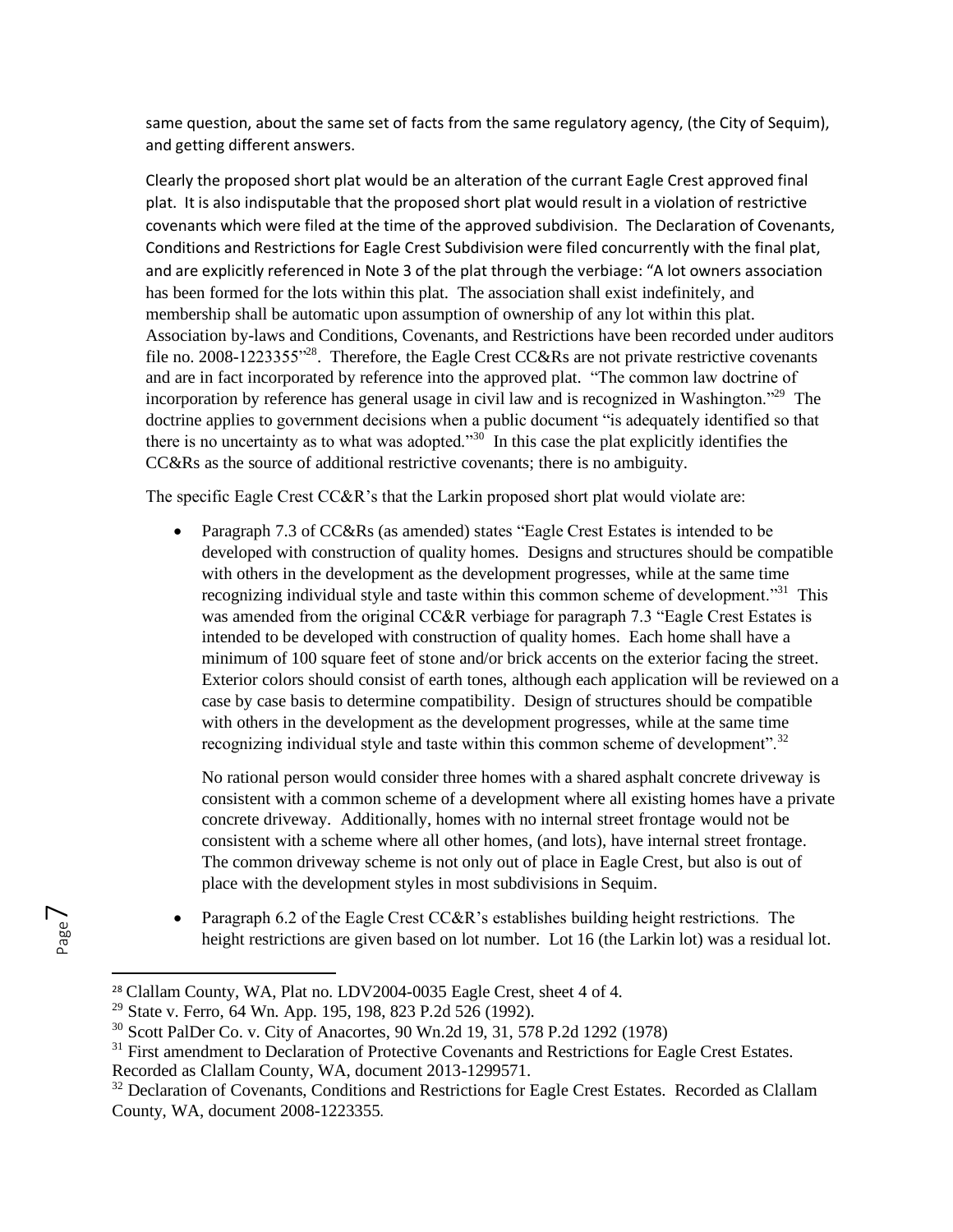same question, about the same set of facts from the same regulatory agency, (the City of Sequim), and getting different answers.

Clearly the proposed short plat would be an alteration of the currant Eagle Crest approved final plat. It is also indisputable that the proposed short plat would result in a violation of restrictive covenants which were filed at the time of the approved subdivision. The Declaration of Covenants, Conditions and Restrictions for Eagle Crest Subdivision were filed concurrently with the final plat, and are explicitly referenced in Note 3 of the plat through the verbiage: "A lot owners association has been formed for the lots within this plat. The association shall exist indefinitely, and membership shall be automatic upon assumption of ownership of any lot within this plat. Association by-laws and Conditions, Covenants, and Restrictions have been recorded under auditors file no. 2008-1223355"[28]. Therefore, the Eagle Crest CC&Rs are not private restrictive covenants and are in fact incorporated by reference into the approved plat. "The common law doctrine of incorporation by reference has general usage in civil law and is recognized in Washington."[29] The doctrine applies to government decisions when a public document "is adequately identified so that there is no uncertainty as to what was adopted."[30] In this case the plat explicitly identifies the CC&Rs as the source of additional restrictive covenants; there is no ambiguity.

The specific Eagle Crest CC&R's that the Larkin proposed short plat would violate are:

- Paragraph 7.3 of CC&Rs (as amended) states "Eagle Crest Estates is intended to be developed with construction of quality homes. Designs and structures should be compatible with others in the development as the development progresses, while at the same time recognizing individual style and taste within this common scheme of development."[31] This was amended from the original CC&R verbiage for paragraph 7.3 "Eagle Crest Estates is intended to be developed with construction of quality homes. Each home shall have a minimum of 100 square feet of stone and/or brick accents on the exterior facing the street. Exterior colors should consist of earth tones, although each application will be reviewed on a case by case basis to determine compatibility. Design of structures should be compatible with others in the development as the development progresses, while at the same time recognizing individual style and taste within this common scheme of development".[32]

  No rational person would consider three homes with a shared asphalt concrete driveway is consistent with a common scheme of a development where all existing homes have a private concrete driveway. Additionally, homes with no internal street frontage would not be consistent with a scheme where all other homes, (and lots), have internal street frontage. The common driveway scheme is not only out of place in Eagle Crest, but also is out of place with the development styles in most subdivisions in Sequim.

- Paragraph 6.2 of the Eagle Crest CC&R's establishes building height restrictions. The height restrictions are given based on lot number. Lot 16 (the Larkin lot) was a residual lot.

---

[28] Clallam County, WA, Plat no. LDV2004-0035 Eagle Crest, sheet 4 of 4.

[29] State v. Ferro, 64 Wn. App. 195, 198, 823 P.2d 526 (1992).

[30] Scott PalDer Co. v. City of Anacortes, 90 Wn.2d 19, 31, 578 P.2d 1292 (1978)

[31] First amendment to Declaration of Protective Covenants and Restrictions for Eagle Crest Estates. Recorded as Clallam County, WA, document 2013-1299571.

[32] Declaration of Covenants, Conditions and Restrictions for Eagle Crest Estates. Recorded as Clallam County, WA, document 2008-1223355.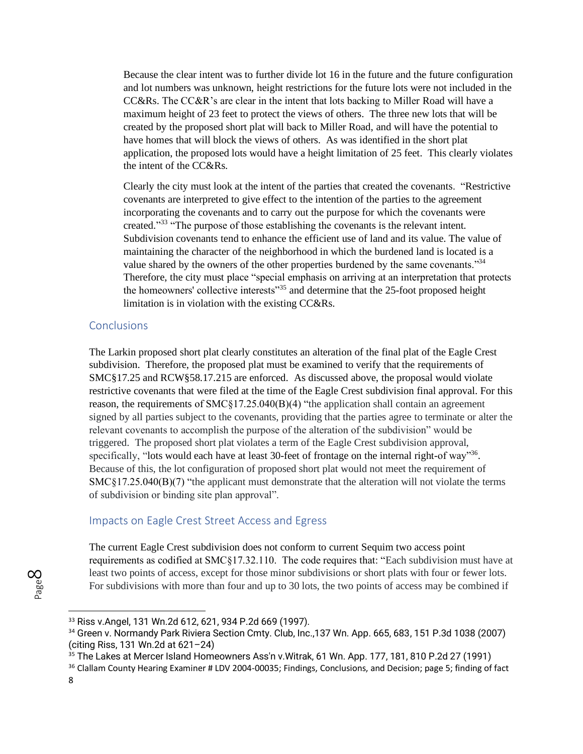Because the clear intent was to further divide lot 16 in the future and the future configuration and lot numbers was unknown, height restrictions for the future lots were not included in the CC&Rs. The CC&R's are clear in the intent that lots backing to Miller Road will have a maximum height of 23 feet to protect the views of others. The three new lots that will be created by the proposed short plat will back to Miller Road, and will have the potential to have homes that will block the views of others. As was identified in the short plat application, the proposed lots would have a height limitation of 25 feet. This clearly violates the intent of the CC&Rs.

Clearly the city must look at the intent of the parties that created the covenants. "Restrictive covenants are interpreted to give effect to the intention of the parties to the agreement incorporating the covenants and to carry out the purpose for which the covenants were created."[33] "The purpose of those establishing the covenants is the relevant intent. Subdivision covenants tend to enhance the efficient use of land and its value. The value of maintaining the character of the neighborhood in which the burdened land is located is a value shared by the owners of the other properties burdened by the same covenants."[34] Therefore, the city must place "special emphasis on arriving at an interpretation that protects the homeowners' collective interests"[35] and determine that the 25-foot proposed height limitation is in violation with the existing CC&Rs.

## Conclusions

The Larkin proposed short plat clearly constitutes an alteration of the final plat of the Eagle Crest subdivision. Therefore, the proposed plat must be examined to verify that the requirements of SMC§17.25 and RCW§58.17.215 are enforced. As discussed above, the proposal would violate restrictive covenants that were filed at the time of the Eagle Crest subdivision final approval. For this reason, the requirements of SMC§17.25.040(B)(4) "the application shall contain an agreement signed by all parties subject to the covenants, providing that the parties agree to terminate or alter the relevant covenants to accomplish the purpose of the alteration of the subdivision" would be triggered. The proposed short plat violates a term of the Eagle Crest subdivision approval, specifically, "lots would each have at least 30-feet of frontage on the internal right-of way"[36]. Because of this, the lot configuration of proposed short plat would not meet the requirement of SMC§17.25.040(B)(7) "the applicant must demonstrate that the alteration will not violate the terms of subdivision or binding site plan approval".

## Impacts on Eagle Crest Street Access and Egress

The current Eagle Crest subdivision does not conform to current Sequim two access point requirements as codified at SMC§17.32.110. The code requires that: "Each subdivision must have at least two points of access, except for those minor subdivisions or short plats with four or fewer lots. For subdivisions with more than four and up to 30 lots, the two points of access may be combined if

---

[33] Riss v.Angel, 131 Wn.2d 612, 621, 934 P.2d 669 (1997).

[34] Green v. Normandy Park Riviera Section Cmty. Club, Inc.,137 Wn. App. 665, 683, 151 P.3d 1038 (2007) (citing Riss, 131 Wn.2d at 621–24)

[35] The Lakes at Mercer Island Homeowners Ass'n v.Witrak, 61 Wn. App. 177, 181, 810 P.2d 27 (1991)

[36] Clallam County Hearing Examiner # LDV 2004-00035; Findings, Conclusions, and Decision; page 5; finding of fact 8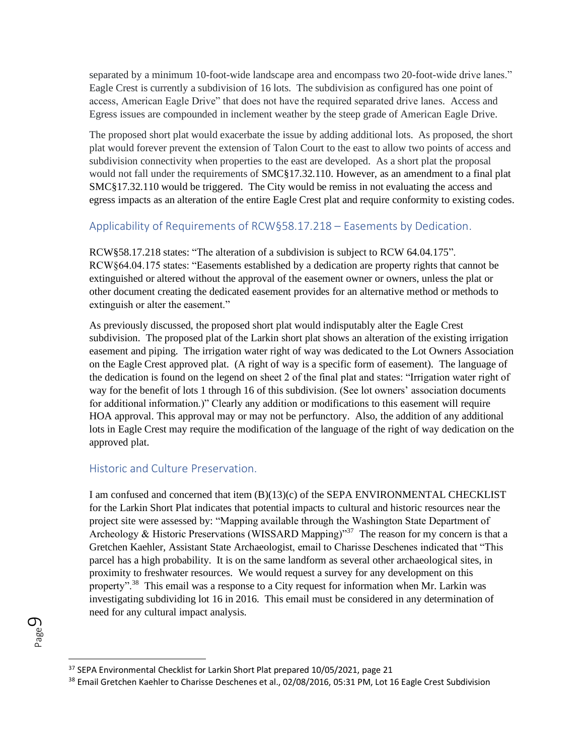separated by a minimum 10-foot-wide landscape area and encompass two 20-foot-wide drive lanes." Eagle Crest is currently a subdivision of 16 lots. The subdivision as configured has one point of access, American Eagle Drive" that does not have the required separated drive lanes. Access and Egress issues are compounded in inclement weather by the steep grade of American Eagle Drive.

The proposed short plat would exacerbate the issue by adding additional lots. As proposed, the short plat would forever prevent the extension of Talon Court to the east to allow two points of access and subdivision connectivity when properties to the east are developed. As a short plat the proposal would not fall under the requirements of SMC§17.32.110. However, as an amendment to a final plat SMC§17.32.110 would be triggered. The City would be remiss in not evaluating the access and egress impacts as an alteration of the entire Eagle Crest plat and require conformity to existing codes.

## Applicability of Requirements of RCW§58.17.218 – Easements by Dedication.

RCW§58.17.218 states: "The alteration of a subdivision is subject to RCW 64.04.175". RCW§64.04.175 states: "Easements established by a dedication are property rights that cannot be extinguished or altered without the approval of the easement owner or owners, unless the plat or other document creating the dedicated easement provides for an alternative method or methods to extinguish or alter the easement."

As previously discussed, the proposed short plat would indisputably alter the Eagle Crest subdivision. The proposed plat of the Larkin short plat shows an alteration of the existing irrigation easement and piping. The irrigation water right of way was dedicated to the Lot Owners Association on the Eagle Crest approved plat. (A right of way is a specific form of easement). The language of the dedication is found on the legend on sheet 2 of the final plat and states: "Irrigation water right of way for the benefit of lots 1 through 16 of this subdivision. (See lot owners' association documents for additional information.)" Clearly any addition or modifications to this easement will require HOA approval. This approval may or may not be perfunctory. Also, the addition of any additional lots in Eagle Crest may require the modification of the language of the right of way dedication on the approved plat.

## Historic and Culture Preservation.

I am confused and concerned that item (B)(13)(c) of the SEPA ENVIRONMENTAL CHECKLIST for the Larkin Short Plat indicates that potential impacts to cultural and historic resources near the project site were assessed by: "Mapping available through the Washington State Department of Archeology & Historic Preservations (WISSARD Mapping)"[37] The reason for my concern is that a Gretchen Kaehler, Assistant State Archaeologist, email to Charisse Deschenes indicated that "This parcel has a high probability. It is on the same landform as several other archaeological sites, in proximity to freshwater resources. We would request a survey for any development on this property".[38] This email was a response to a City request for information when Mr. Larkin was investigating subdividing lot 16 in 2016. This email must be considered in any determination of need for any cultural impact analysis.

---

[37] SEPA Environmental Checklist for Larkin Short Plat prepared 10/05/2021, page 21

[38] Email Gretchen Kaehler to Charisse Deschenes et al., 02/08/2016, 05:31 PM, Lot 16 Eagle Crest Subdivision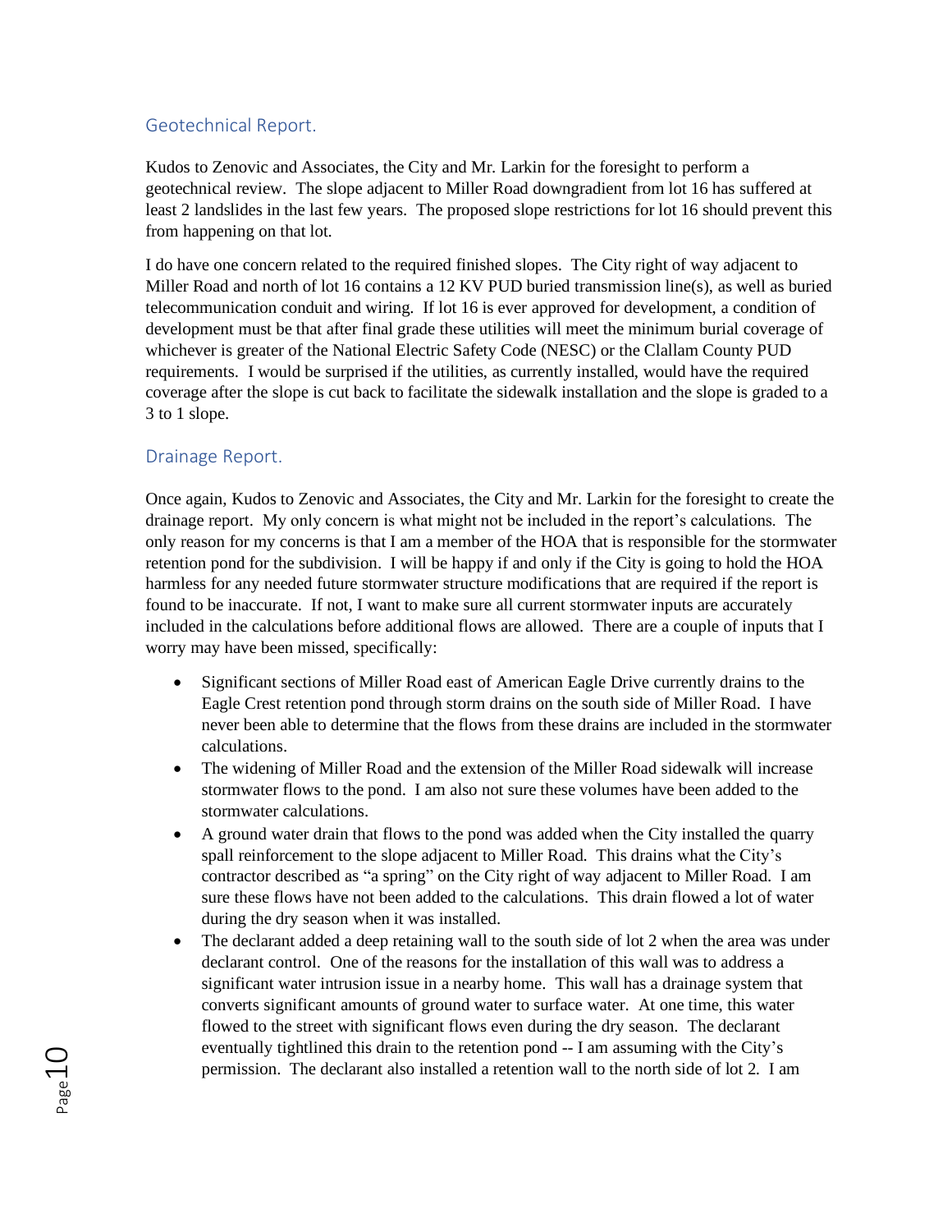## Geotechnical Report.

Kudos to Zenovic and Associates, the City and Mr. Larkin for the foresight to perform a geotechnical review. The slope adjacent to Miller Road downgradient from lot 16 has suffered at least 2 landslides in the last few years. The proposed slope restrictions for lot 16 should prevent this from happening on that lot.

I do have one concern related to the required finished slopes. The City right of way adjacent to Miller Road and north of lot 16 contains a 12 KV PUD buried transmission line(s), as well as buried telecommunication conduit and wiring. If lot 16 is ever approved for development, a condition of development must be that after final grade these utilities will meet the minimum burial coverage of whichever is greater of the National Electric Safety Code (NESC) or the Clallam County PUD requirements. I would be surprised if the utilities, as currently installed, would have the required coverage after the slope is cut back to facilitate the sidewalk installation and the slope is graded to a 3 to 1 slope.

## Drainage Report.

Once again, Kudos to Zenovic and Associates, the City and Mr. Larkin for the foresight to create the drainage report. My only concern is what might not be included in the report's calculations. The only reason for my concerns is that I am a member of the HOA that is responsible for the stormwater retention pond for the subdivision. I will be happy if and only if the City is going to hold the HOA harmless for any needed future stormwater structure modifications that are required if the report is found to be inaccurate. If not, I want to make sure all current stormwater inputs are accurately included in the calculations before additional flows are allowed. There are a couple of inputs that I worry may have been missed, specifically:

- Significant sections of Miller Road east of American Eagle Drive currently drains to the Eagle Crest retention pond through storm drains on the south side of Miller Road. I have never been able to determine that the flows from these drains are included in the stormwater calculations.
- The widening of Miller Road and the extension of the Miller Road sidewalk will increase stormwater flows to the pond. I am also not sure these volumes have been added to the stormwater calculations.
- A ground water drain that flows to the pond was added when the City installed the quarry spall reinforcement to the slope adjacent to Miller Road. This drains what the City's contractor described as "a spring" on the City right of way adjacent to Miller Road. I am sure these flows have not been added to the calculations. This drain flowed a lot of water during the dry season when it was installed.
- The declarant added a deep retaining wall to the south side of lot 2 when the area was under declarant control. One of the reasons for the installation of this wall was to address a significant water intrusion issue in a nearby home. This wall has a drainage system that converts significant amounts of ground water to surface water. At one time, this water flowed to the street with significant flows even during the dry season. The declarant eventually tightlined this drain to the retention pond -- I am assuming with the City's permission. The declarant also installed a retention wall to the north side of lot 2. I am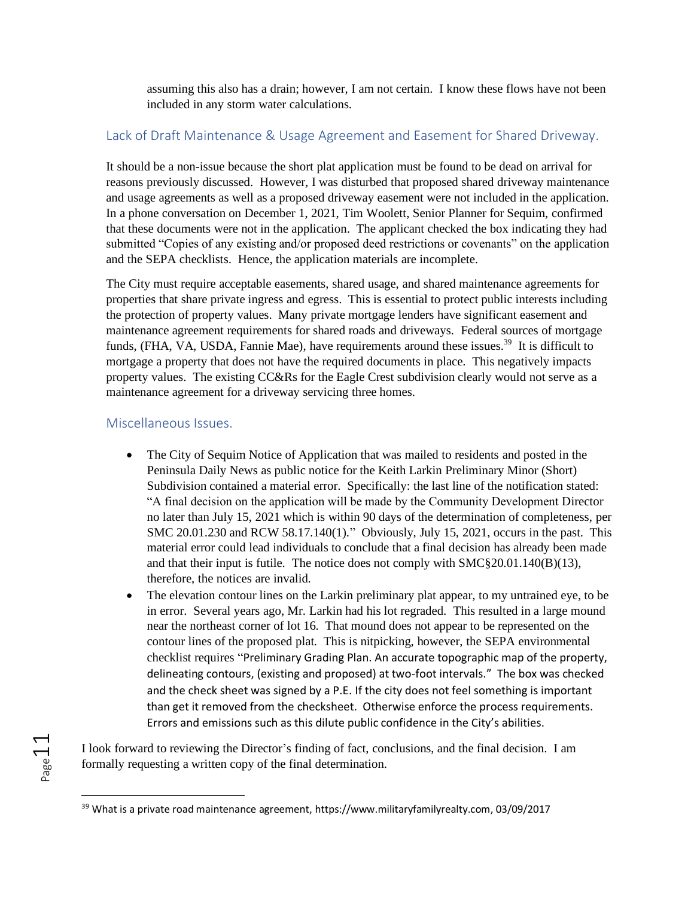assuming this also has a drain; however, I am not certain. I know these flows have not been included in any storm water calculations.

## Lack of Draft Maintenance & Usage Agreement and Easement for Shared Driveway.

It should be a non-issue because the short plat application must be found to be dead on arrival for reasons previously discussed. However, I was disturbed that proposed shared driveway maintenance and usage agreements as well as a proposed driveway easement were not included in the application. In a phone conversation on December 1, 2021, Tim Woolett, Senior Planner for Sequim, confirmed that these documents were not in the application. The applicant checked the box indicating they had submitted "Copies of any existing and/or proposed deed restrictions or covenants" on the application and the SEPA checklists. Hence, the application materials are incomplete.

The City must require acceptable easements, shared usage, and shared maintenance agreements for properties that share private ingress and egress. This is essential to protect public interests including the protection of property values. Many private mortgage lenders have significant easement and maintenance agreement requirements for shared roads and driveways. Federal sources of mortgage funds, (FHA, VA, USDA, Fannie Mae), have requirements around these issues.[39] It is difficult to mortgage a property that does not have the required documents in place. This negatively impacts property values. The existing CC&Rs for the Eagle Crest subdivision clearly would not serve as a maintenance agreement for a driveway servicing three homes.

## Miscellaneous Issues.

- The City of Sequim Notice of Application that was mailed to residents and posted in the Peninsula Daily News as public notice for the Keith Larkin Preliminary Minor (Short) Subdivision contained a material error. Specifically: the last line of the notification stated: "A final decision on the application will be made by the Community Development Director no later than July 15, 2021 which is within 90 days of the determination of completeness, per SMC 20.01.230 and RCW 58.17.140(1)." Obviously, July 15, 2021, occurs in the past. This material error could lead individuals to conclude that a final decision has already been made and that their input is futile. The notice does not comply with SMC§20.01.140(B)(13), therefore, the notices are invalid.
- The elevation contour lines on the Larkin preliminary plat appear, to my untrained eye, to be in error. Several years ago, Mr. Larkin had his lot regraded. This resulted in a large mound near the northeast corner of lot 16. That mound does not appear to be represented on the contour lines of the proposed plat. This is nitpicking, however, the SEPA environmental checklist requires "Preliminary Grading Plan. An accurate topographic map of the property, delineating contours, (existing and proposed) at two-foot intervals." The box was checked and the check sheet was signed by a P.E. If the city does not feel something is important than get it removed from the checksheet. Otherwise enforce the process requirements. Errors and emissions such as this dilute public confidence in the City's abilities.

I look forward to reviewing the Director's finding of fact, conclusions, and the final decision. I am formally requesting a written copy of the final determination.

---

[39] What is a private road maintenance agreement, https://www.militaryfamilyrealty.com, 03/09/2017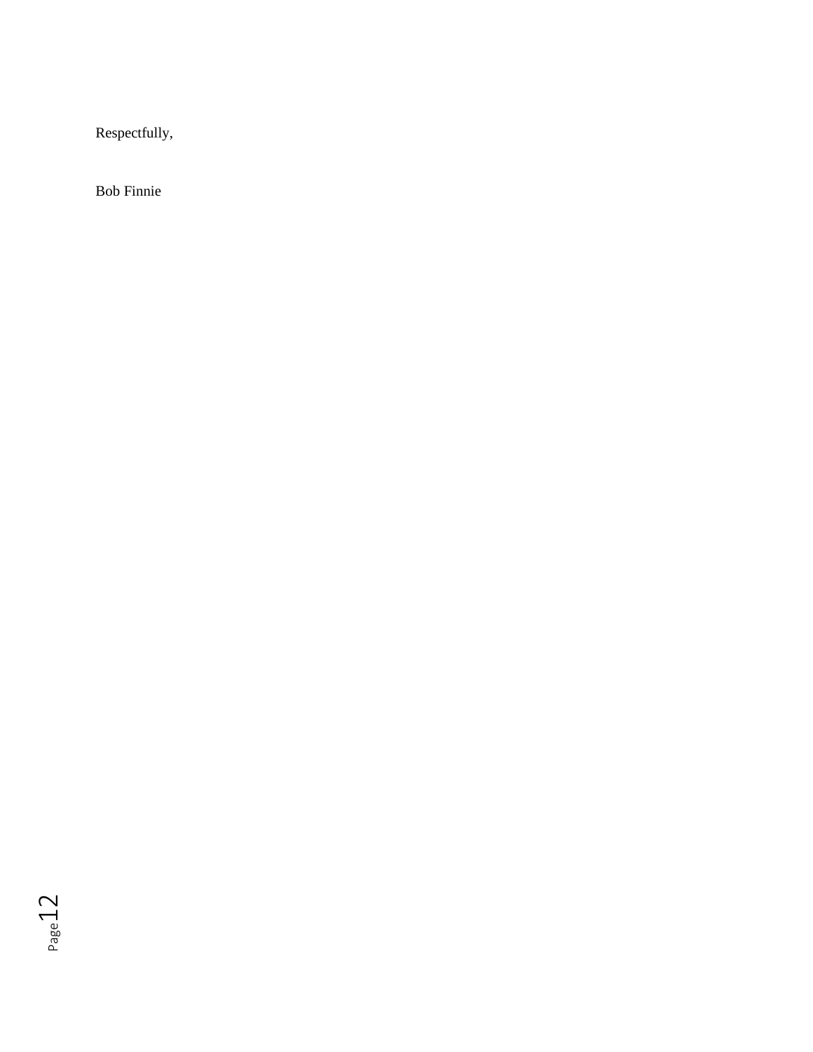Respectfully,

Bob Finnie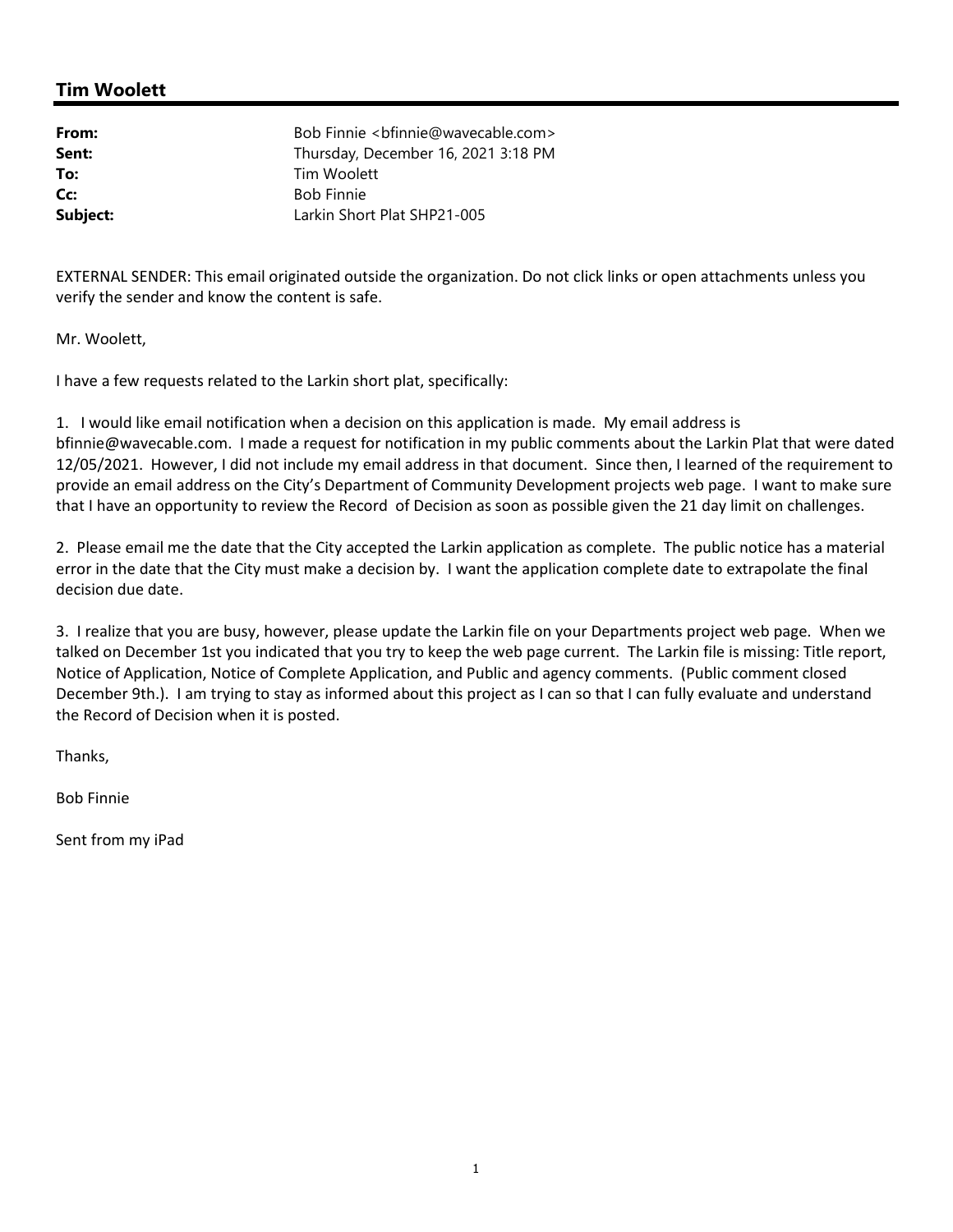## Tim Woolett

| | |
|---|---|
| **From:** | Bob Finnie <bfinnie@wavecable.com> |
| **Sent:** | Thursday, December 16, 2021 3:18 PM |
| **To:** | Tim Woolett |
| **Cc:** | Bob Finnie |
| **Subject:** | Larkin Short Plat SHP21-005 |

EXTERNAL SENDER: This email originated outside the organization. Do not click links or open attachments unless you verify the sender and know the content is safe.

Mr. Woolett,

I have a few requests related to the Larkin short plat, specifically:

1. I would like email notification when a decision on this application is made. My email address is bfinnie@wavecable.com. I made a request for notification in my public comments about the Larkin Plat that were dated 12/05/2021. However, I did not include my email address in that document. Since then, I learned of the requirement to provide an email address on the City's Department of Community Development projects web page. I want to make sure that I have an opportunity to review the Record of Decision as soon as possible given the 21 day limit on challenges.

2. Please email me the date that the City accepted the Larkin application as complete. The public notice has a material error in the date that the City must make a decision by. I want the application complete date to extrapolate the final decision due date.

3. I realize that you are busy, however, please update the Larkin file on your Departments project web page. When we talked on December 1st you indicated that you try to keep the web page current. The Larkin file is missing: Title report, Notice of Application, Notice of Complete Application, and Public and agency comments. (Public comment closed December 9th.). I am trying to stay as informed about this project as I can so that I can fully evaluate and understand the Record of Decision when it is posted.

Thanks,

Bob Finnie

Sent from my iPad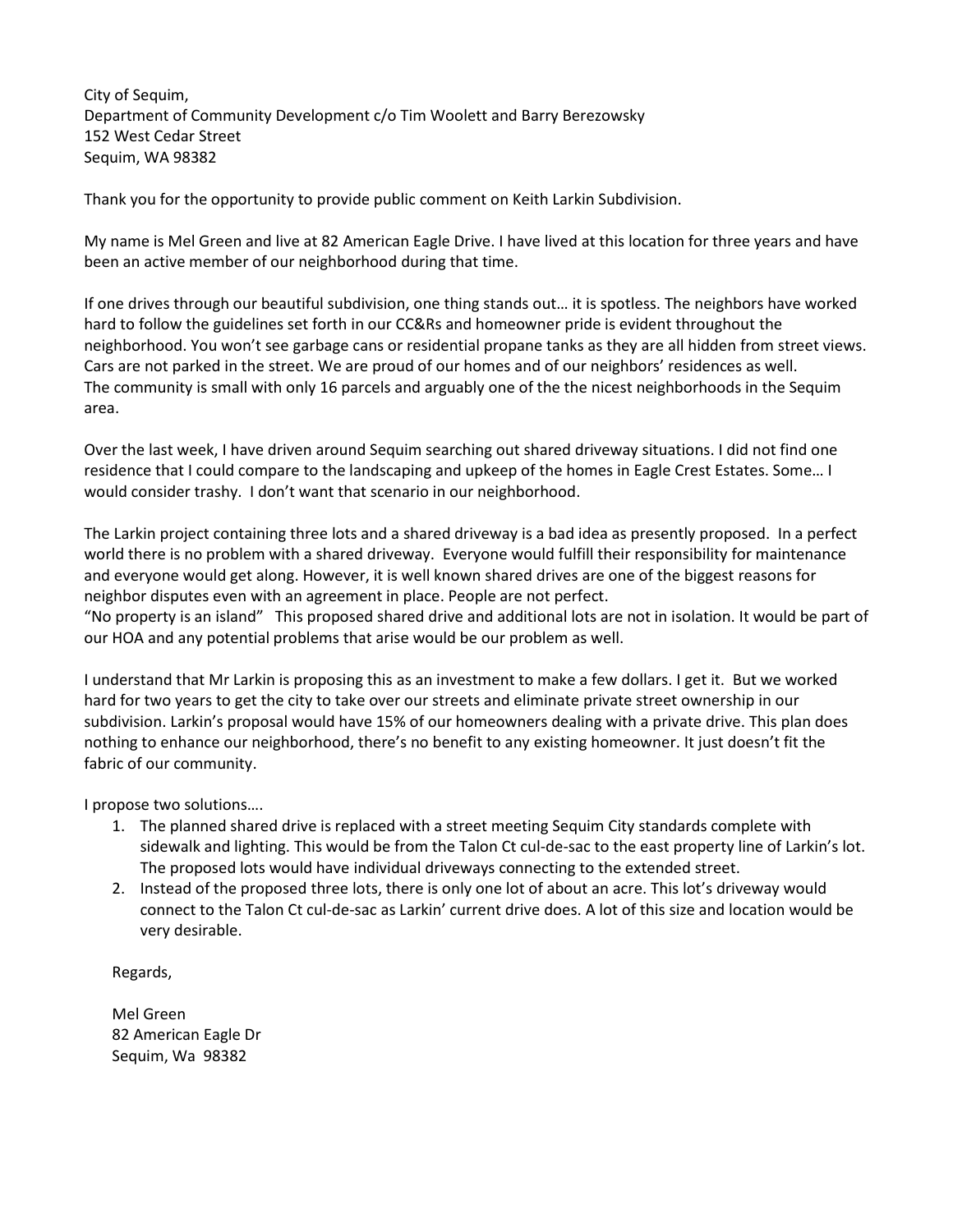City of Sequim,
Department of Community Development c/o Tim Woolett and Barry Berezowsky
152 West Cedar Street
Sequim, WA 98382

Thank you for the opportunity to provide public comment on Keith Larkin Subdivision.

My name is Mel Green and live at 82 American Eagle Drive. I have lived at this location for three years and have been an active member of our neighborhood during that time.

If one drives through our beautiful subdivision, one thing stands out… it is spotless. The neighbors have worked hard to follow the guidelines set forth in our CC&Rs and homeowner pride is evident throughout the neighborhood. You won't see garbage cans or residential propane tanks as they are all hidden from street views. Cars are not parked in the street. We are proud of our homes and of our neighbors' residences as well.
The community is small with only 16 parcels and arguably one of the the nicest neighborhoods in the Sequim area.

Over the last week, I have driven around Sequim searching out shared driveway situations. I did not find one residence that I could compare to the landscaping and upkeep of the homes in Eagle Crest Estates. Some… I would consider trashy. I don't want that scenario in our neighborhood.

The Larkin project containing three lots and a shared driveway is a bad idea as presently proposed. In a perfect world there is no problem with a shared driveway. Everyone would fulfill their responsibility for maintenance and everyone would get along. However, it is well known shared drives are one of the biggest reasons for neighbor disputes even with an agreement in place. People are not perfect.
"No property is an island" This proposed shared drive and additional lots are not in isolation. It would be part of our HOA and any potential problems that arise would be our problem as well.

I understand that Mr Larkin is proposing this as an investment to make a few dollars. I get it. But we worked hard for two years to get the city to take over our streets and eliminate private street ownership in our subdivision. Larkin's proposal would have 15% of our homeowners dealing with a private drive. This plan does nothing to enhance our neighborhood, there's no benefit to any existing homeowner. It just doesn't fit the fabric of our community.

I propose two solutions….

1. The planned shared drive is replaced with a street meeting Sequim City standards complete with sidewalk and lighting. This would be from the Talon Ct cul-de-sac to the east property line of Larkin's lot. The proposed lots would have individual driveways connecting to the extended street.
2. Instead of the proposed three lots, there is only one lot of about an acre. This lot's driveway would connect to the Talon Ct cul-de-sac as Larkin' current drive does. A lot of this size and location would be very desirable.

Regards,

Mel Green
82 American Eagle Dr
Sequim, Wa 98382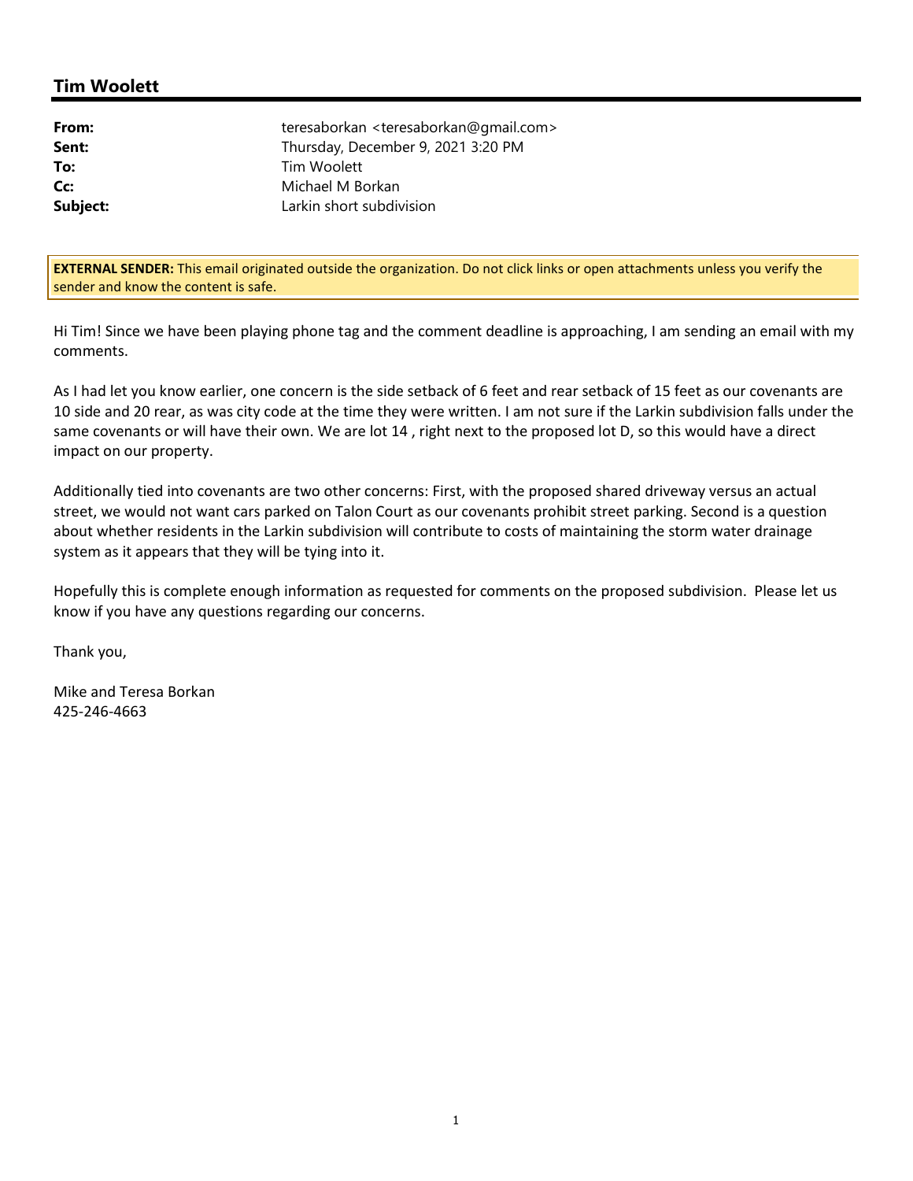## Tim Woolett

| | |
|---|---|
| **From:** | teresaborkan <teresaborkan@gmail.com> |
| **Sent:** | Thursday, December 9, 2021 3:20 PM |
| **To:** | Tim Woolett |
| **Cc:** | Michael M Borkan |
| **Subject:** | Larkin short subdivision |

**EXTERNAL SENDER:** This email originated outside the organization. Do not click links or open attachments unless you verify the sender and know the content is safe.

Hi Tim! Since we have been playing phone tag and the comment deadline is approaching, I am sending an email with my comments.

As I had let you know earlier, one concern is the side setback of 6 feet and rear setback of 15 feet as our covenants are 10 side and 20 rear, as was city code at the time they were written. I am not sure if the Larkin subdivision falls under the same covenants or will have their own. We are lot 14 , right next to the proposed lot D, so this would have a direct impact on our property.

Additionally tied into covenants are two other concerns: First, with the proposed shared driveway versus an actual street, we would not want cars parked on Talon Court as our covenants prohibit street parking. Second is a question about whether residents in the Larkin subdivision will contribute to costs of maintaining the storm water drainage system as it appears that they will be tying into it.

Hopefully this is complete enough information as requested for comments on the proposed subdivision. Please let us know if you have any questions regarding our concerns.

Thank you,

Mike and Teresa Borkan
425-246-4663